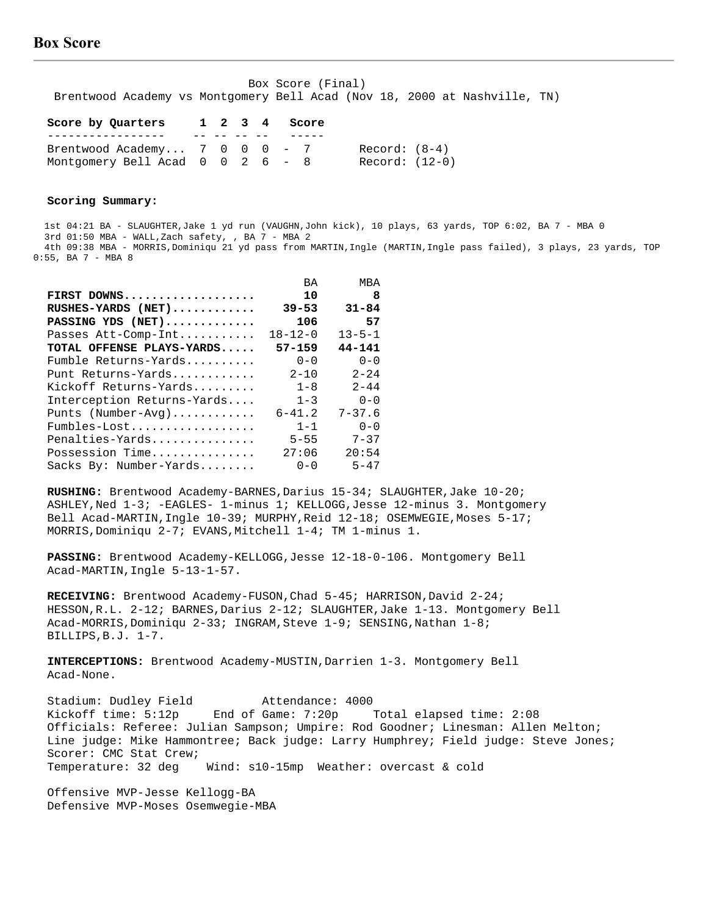# Box Score

Box Score (Final)
Brentwood Academy vs Montgomery Bell Acad (Nov 18, 2000 at Nashville, TN)

| Score by Quarters | 1 | 2 | 3 | 4 | | Score | |
|---|---|---|---|---|---|---|---|
| Brentwood Academy... | 7 | 0 | 0 | 0 | - | 7 | Record: (8-4) |
| Montgomery Bell Acad | 0 | 0 | 2 | 6 | - | 8 | Record: (12-0) |

**Scoring Summary:**

1st 04:21 BA - SLAUGHTER,Jake 1 yd run (VAUGHN,John kick), 10 plays, 63 yards, TOP 6:02, BA 7 - MBA 0
3rd 01:50 MBA - WALL,Zach safety, , BA 7 - MBA 2
4th 09:38 MBA - MORRIS,Dominiqu 21 yd pass from MARTIN,Ingle (MARTIN,Ingle pass failed), 3 plays, 23 yards, TOP 0:55, BA 7 - MBA 8

| | BA | MBA |
|---|---|---|
| **FIRST DOWNS...................** | **10** | **8** |
| **RUSHES-YARDS (NET)............** | **39-53** | **31-84** |
| **PASSING YDS (NET).............** | **106** | **57** |
| Passes Att-Comp-Int........... | 18-12-0 | 13-5-1 |
| **TOTAL OFFENSE PLAYS-YARDS.....** | **57-159** | **44-141** |
| Fumble Returns-Yards.......... | 0-0 | 0-0 |
| Punt Returns-Yards............ | 2-10 | 2-24 |
| Kickoff Returns-Yards......... | 1-8 | 2-44 |
| Interception Returns-Yards.... | 1-3 | 0-0 |
| Punts (Number-Avg)............ | 6-41.2 | 7-37.6 |
| Fumbles-Lost.................. | 1-1 | 0-0 |
| Penalties-Yards............... | 5-55 | 7-37 |
| Possession Time............... | 27:06 | 20:54 |
| Sacks By: Number-Yards........ | 0-0 | 5-47 |

**RUSHING:** Brentwood Academy-BARNES,Darius 15-34; SLAUGHTER,Jake 10-20; ASHLEY,Ned 1-3; -EAGLES- 1-minus 1; KELLOGG,Jesse 12-minus 3. Montgomery Bell Acad-MARTIN,Ingle 10-39; MURPHY,Reid 12-18; OSEMWEGIE,Moses 5-17; MORRIS,Dominiqu 2-7; EVANS,Mitchell 1-4; TM 1-minus 1.

**PASSING:** Brentwood Academy-KELLOGG,Jesse 12-18-0-106. Montgomery Bell Acad-MARTIN,Ingle 5-13-1-57.

**RECEIVING:** Brentwood Academy-FUSON,Chad 5-45; HARRISON,David 2-24; HESSON,R.L. 2-12; BARNES,Darius 2-12; SLAUGHTER,Jake 1-13. Montgomery Bell Acad-MORRIS,Dominiqu 2-33; INGRAM,Steve 1-9; SENSING,Nathan 1-8; BILLIPS,B.J. 1-7.

**INTERCEPTIONS:** Brentwood Academy-MUSTIN,Darrien 1-3. Montgomery Bell Acad-None.

Stadium: Dudley Field Attendance: 4000
Kickoff time: 5:12p End of Game: 7:20p Total elapsed time: 2:08
Officials: Referee: Julian Sampson; Umpire: Rod Goodner; Linesman: Allen Melton; Line judge: Mike Hammontree; Back judge: Larry Humphrey; Field judge: Steve Jones;
Scorer: CMC Stat Crew;
Temperature: 32 deg Wind: s10-15mp Weather: overcast & cold

Offensive MVP-Jesse Kellogg-BA
Defensive MVP-Moses Osemwegie-MBA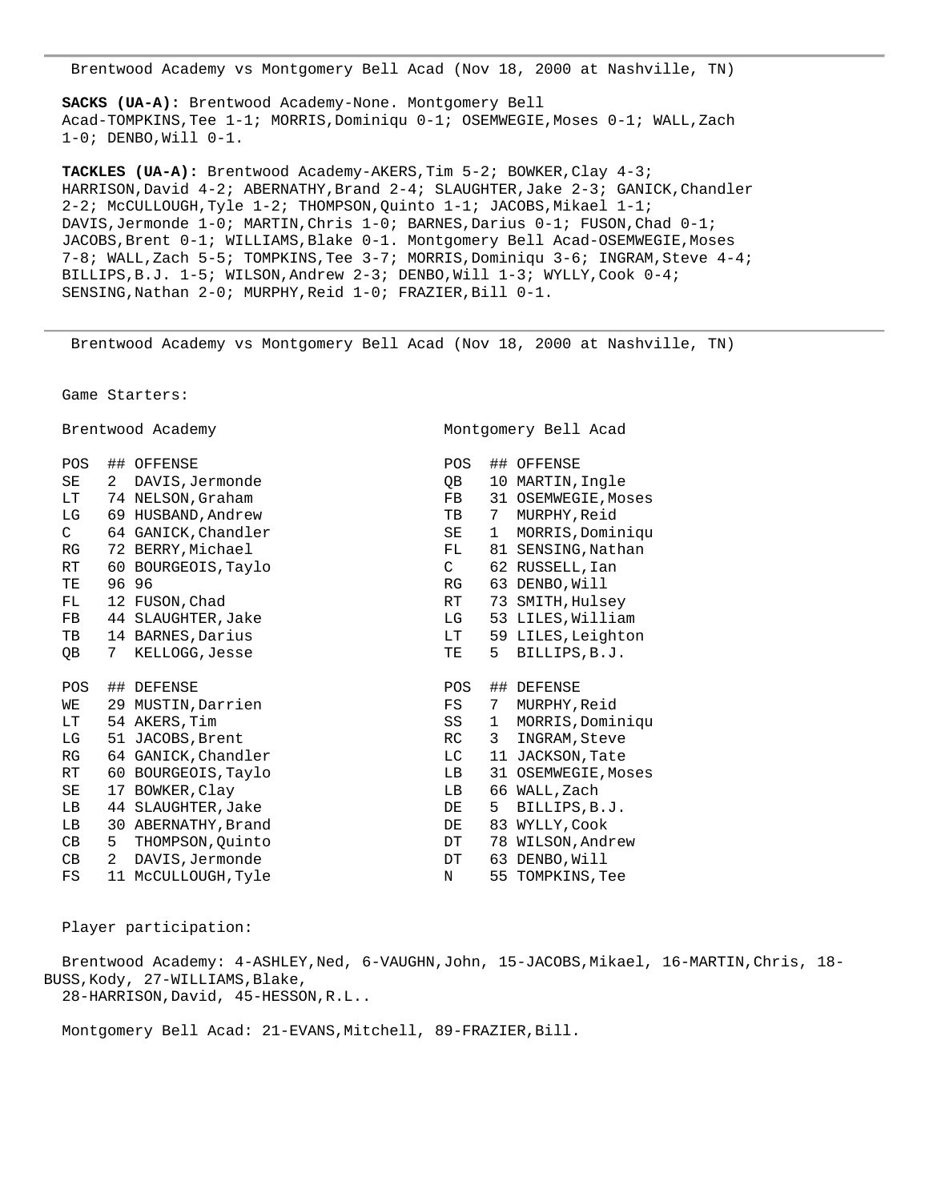Brentwood Academy vs Montgomery Bell Acad (Nov 18, 2000 at Nashville, TN)

**SACKS (UA-A):** Brentwood Academy-None. Montgomery Bell Acad-TOMPKINS,Tee 1-1; MORRIS,Dominiqu 0-1; OSEMWEGIE,Moses 0-1; WALL,Zach 1-0; DENBO,Will 0-1.

**TACKLES (UA-A):** Brentwood Academy-AKERS,Tim 5-2; BOWKER,Clay 4-3; HARRISON,David 4-2; ABERNATHY,Brand 2-4; SLAUGHTER,Jake 2-3; GANICK,Chandler 2-2; McCULLOUGH,Tyle 1-2; THOMPSON,Quinto 1-1; JACOBS,Mikael 1-1; DAVIS,Jermonde 1-0; MARTIN,Chris 1-0; BARNES,Darius 0-1; FUSON,Chad 0-1; JACOBS,Brent 0-1; WILLIAMS,Blake 0-1. Montgomery Bell Acad-OSEMWEGIE,Moses 7-8; WALL,Zach 5-5; TOMPKINS,Tee 3-7; MORRIS,Dominiqu 3-6; INGRAM,Steve 4-4; BILLIPS,B.J. 1-5; WILSON,Andrew 2-3; DENBO,Will 1-3; WYLLY,Cook 0-4; SENSING,Nathan 2-0; MURPHY,Reid 1-0; FRAZIER,Bill 0-1.

---

Brentwood Academy vs Montgomery Bell Acad (Nov 18, 2000 at Nashville, TN)

Game Starters:

| Brentwood Academy | | | Montgomery Bell Acad | | |
|---|---|---|---|---|---|
| POS | ## | OFFENSE | POS | ## | OFFENSE |
| SE | 2 | DAVIS,Jermonde | QB | 10 | MARTIN,Ingle |
| LT | 74 | NELSON,Graham | FB | 31 | OSEMWEGIE,Moses |
| LG | 69 | HUSBAND,Andrew | TB | 7 | MURPHY,Reid |
| C | 64 | GANICK,Chandler | SE | 1 | MORRIS,Dominiqu |
| RG | 72 | BERRY,Michael | FL | 81 | SENSING,Nathan |
| RT | 60 | BOURGEOIS,Taylo | C | 62 | RUSSELL,Ian |
| TE | 96 | 96 | RG | 63 | DENBO,Will |
| FL | 12 | FUSON,Chad | RT | 73 | SMITH,Hulsey |
| FB | 44 | SLAUGHTER,Jake | LG | 53 | LILES,William |
| TB | 14 | BARNES,Darius | LT | 59 | LILES,Leighton |
| QB | 7 | KELLOGG,Jesse | TE | 5 | BILLIPS,B.J. |

| Brentwood Academy | | | Montgomery Bell Acad | | |
|---|---|---|---|---|---|
| POS | ## | DEFENSE | POS | ## | DEFENSE |
| WE | 29 | MUSTIN,Darrien | FS | 7 | MURPHY,Reid |
| LT | 54 | AKERS,Tim | SS | 1 | MORRIS,Dominiqu |
| LG | 51 | JACOBS,Brent | RC | 3 | INGRAM,Steve |
| RG | 64 | GANICK,Chandler | LC | 11 | JACKSON,Tate |
| RT | 60 | BOURGEOIS,Taylo | LB | 31 | OSEMWEGIE,Moses |
| SE | 17 | BOWKER,Clay | LB | 66 | WALL,Zach |
| LB | 44 | SLAUGHTER,Jake | DE | 5 | BILLIPS,B.J. |
| LB | 30 | ABERNATHY,Brand | DE | 83 | WYLLY,Cook |
| CB | 5 | THOMPSON,Quinto | DT | 78 | WILSON,Andrew |
| CB | 2 | DAVIS,Jermonde | DT | 63 | DENBO,Will |
| FS | 11 | McCULLOUGH,Tyle | N | 55 | TOMPKINS,Tee |

Player participation:

Brentwood Academy: 4-ASHLEY,Ned, 6-VAUGHN,John, 15-JACOBS,Mikael, 16-MARTIN,Chris, 18-BUSS,Kody, 27-WILLIAMS,Blake, 28-HARRISON,David, 45-HESSON,R.L..

Montgomery Bell Acad: 21-EVANS,Mitchell, 89-FRAZIER,Bill.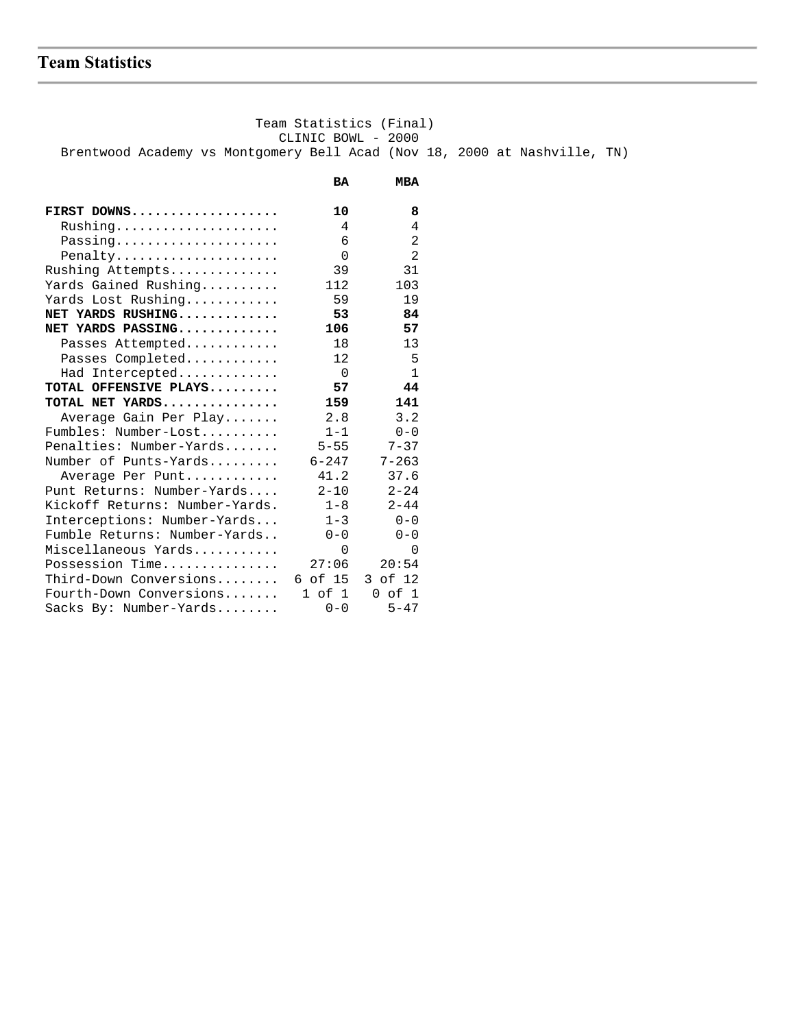## Team Statistics

Team Statistics (Final)
CLINIC BOWL - 2000
Brentwood Academy vs Montgomery Bell Acad (Nov 18, 2000 at Nashville, TN)

| | BA | MBA |
|---|---|---|
| **FIRST DOWNS** | **10** | **8** |
| Rushing | 4 | 4 |
| Passing | 6 | 2 |
| Penalty | 0 | 2 |
| Rushing Attempts | 39 | 31 |
| Yards Gained Rushing | 112 | 103 |
| Yards Lost Rushing | 59 | 19 |
| **NET YARDS RUSHING** | **53** | **84** |
| **NET YARDS PASSING** | **106** | **57** |
| Passes Attempted | 18 | 13 |
| Passes Completed | 12 | 5 |
| Had Intercepted | 0 | 1 |
| **TOTAL OFFENSIVE PLAYS** | **57** | **44** |
| **TOTAL NET YARDS** | **159** | **141** |
| Average Gain Per Play | 2.8 | 3.2 |
| Fumbles: Number-Lost | 1-1 | 0-0 |
| Penalties: Number-Yards | 5-55 | 7-37 |
| Number of Punts-Yards | 6-247 | 7-263 |
| Average Per Punt | 41.2 | 37.6 |
| Punt Returns: Number-Yards | 2-10 | 2-24 |
| Kickoff Returns: Number-Yards | 1-8 | 2-44 |
| Interceptions: Number-Yards | 1-3 | 0-0 |
| Fumble Returns: Number-Yards | 0-0 | 0-0 |
| Miscellaneous Yards | 0 | 0 |
| Possession Time | 27:06 | 20:54 |
| Third-Down Conversions | 6 of 15 | 3 of 12 |
| Fourth-Down Conversions | 1 of 1 | 0 of 1 |
| Sacks By: Number-Yards | 0-0 | 5-47 |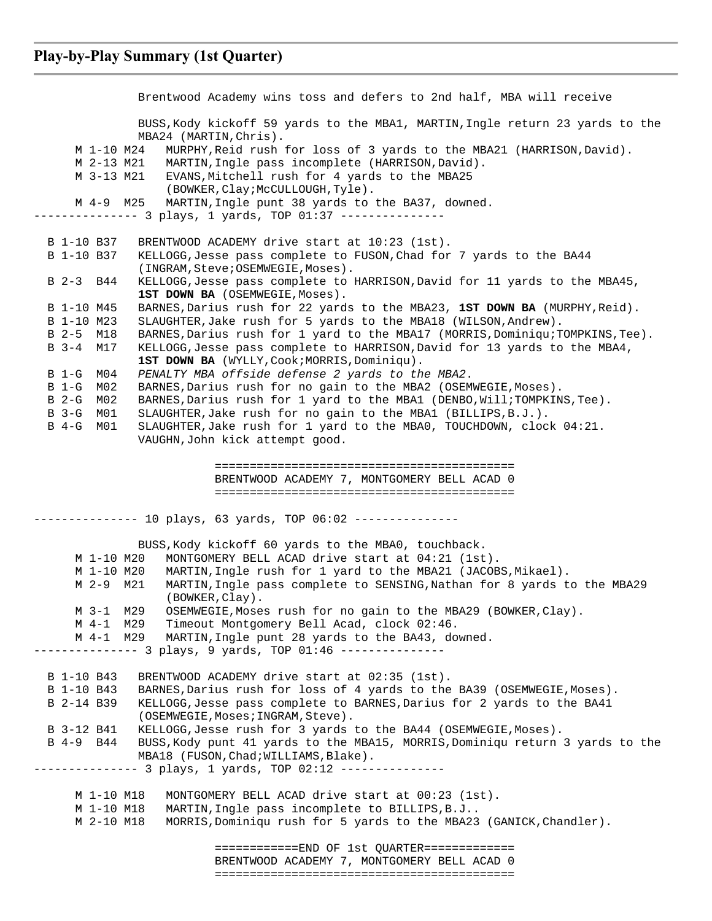## Play-by-Play Summary (1st Quarter)

```
              Brentwood Academy wins toss and defers to 2nd half, MBA will receive

              BUSS,Kody kickoff 59 yards to the MBA1, MARTIN,Ingle return 23 yards to the
              MBA24 (MARTIN,Chris).
     M 1-10 M24   MURPHY,Reid rush for loss of 3 yards to the MBA21 (HARRISON,David).
     M 2-13 M21   MARTIN,Ingle pass incomplete (HARRISON,David).
     M 3-13 M21   EVANS,Mitchell rush for 4 yards to the MBA25
                  (BOWKER,Clay;McCULLOUGH,Tyle).
     M 4-9  M25   MARTIN,Ingle punt 38 yards to the BA37, downed.
--------------- 3 plays, 1 yards, TOP 01:37 ---------------

  B 1-10 B37   BRENTWOOD ACADEMY drive start at 10:23 (1st).
  B 1-10 B37   KELLOGG,Jesse pass complete to FUSON,Chad for 7 yards to the BA44
               (INGRAM,Steve;OSEMWEGIE,Moses).
  B 2-3  B44   KELLOGG,Jesse pass complete to HARRISON,David for 11 yards to the MBA45,
               1ST DOWN BA (OSEMWEGIE,Moses).
  B 1-10 M45   BARNES,Darius rush for 22 yards to the MBA23, 1ST DOWN BA (MURPHY,Reid).
  B 1-10 M23   SLAUGHTER,Jake rush for 5 yards to the MBA18 (WILSON,Andrew).
  B 2-5  M18   BARNES,Darius rush for 1 yard to the MBA17 (MORRIS,Dominiqu;TOMPKINS,Tee).
  B 3-4  M17   KELLOGG,Jesse pass complete to HARRISON,David for 13 yards to the MBA4,
               1ST DOWN BA (WYLLY,Cook;MORRIS,Dominiqu).
  B 1-G  M04   PENALTY MBA offside defense 2 yards to the MBA2.
  B 1-G  M02   BARNES,Darius rush for no gain to the MBA2 (OSEMWEGIE,Moses).
  B 2-G  M02   BARNES,Darius rush for 1 yard to the MBA1 (DENBO,Will;TOMPKINS,Tee).
  B 3-G  M01   SLAUGHTER,Jake rush for no gain to the MBA1 (BILLIPS,B.J.).
  B 4-G  M01   SLAUGHTER,Jake rush for 1 yard to the MBA0, TOUCHDOWN, clock 04:21.
               VAUGHN,John kick attempt good.

                         ===========================================
                         BRENTWOOD ACADEMY 7, MONTGOMERY BELL ACAD 0
                         ===========================================

--------------- 10 plays, 63 yards, TOP 06:02 ---------------

              BUSS,Kody kickoff 60 yards to the MBA0, touchback.
     M 1-10 M20   MONTGOMERY BELL ACAD drive start at 04:21 (1st).
     M 1-10 M20   MARTIN,Ingle rush for 1 yard to the MBA21 (JACOBS,Mikael).
     M 2-9  M21   MARTIN,Ingle pass complete to SENSING,Nathan for 8 yards to the MBA29
                  (BOWKER,Clay).
     M 3-1  M29   OSEMWEGIE,Moses rush for no gain to the MBA29 (BOWKER,Clay).
     M 4-1  M29   Timeout Montgomery Bell Acad, clock 02:46.
     M 4-1  M29   MARTIN,Ingle punt 28 yards to the BA43, downed.
--------------- 3 plays, 9 yards, TOP 01:46 ---------------

  B 1-10 B43   BRENTWOOD ACADEMY drive start at 02:35 (1st).
  B 1-10 B43   BARNES,Darius rush for loss of 4 yards to the BA39 (OSEMWEGIE,Moses).
  B 2-14 B39   KELLOGG,Jesse pass complete to BARNES,Darius for 2 yards to the BA41
               (OSEMWEGIE,Moses;INGRAM,Steve).
  B 3-12 B41   KELLOGG,Jesse rush for 3 yards to the BA44 (OSEMWEGIE,Moses).
  B 4-9  B44   BUSS,Kody punt 41 yards to the MBA15, MORRIS,Dominiqu return 3 yards to the
               MBA18 (FUSON,Chad;WILLIAMS,Blake).
--------------- 3 plays, 1 yards, TOP 02:12 ---------------

     M 1-10 M18   MONTGOMERY BELL ACAD drive start at 00:23 (1st).
     M 1-10 M18   MARTIN,Ingle pass incomplete to BILLIPS,B.J..
     M 2-10 M18   MORRIS,Dominiqu rush for 5 yards to the MBA23 (GANICK,Chandler).

                         ============END OF 1st QUARTER=============
                         BRENTWOOD ACADEMY 7, MONTGOMERY BELL ACAD 0
                         ===========================================
```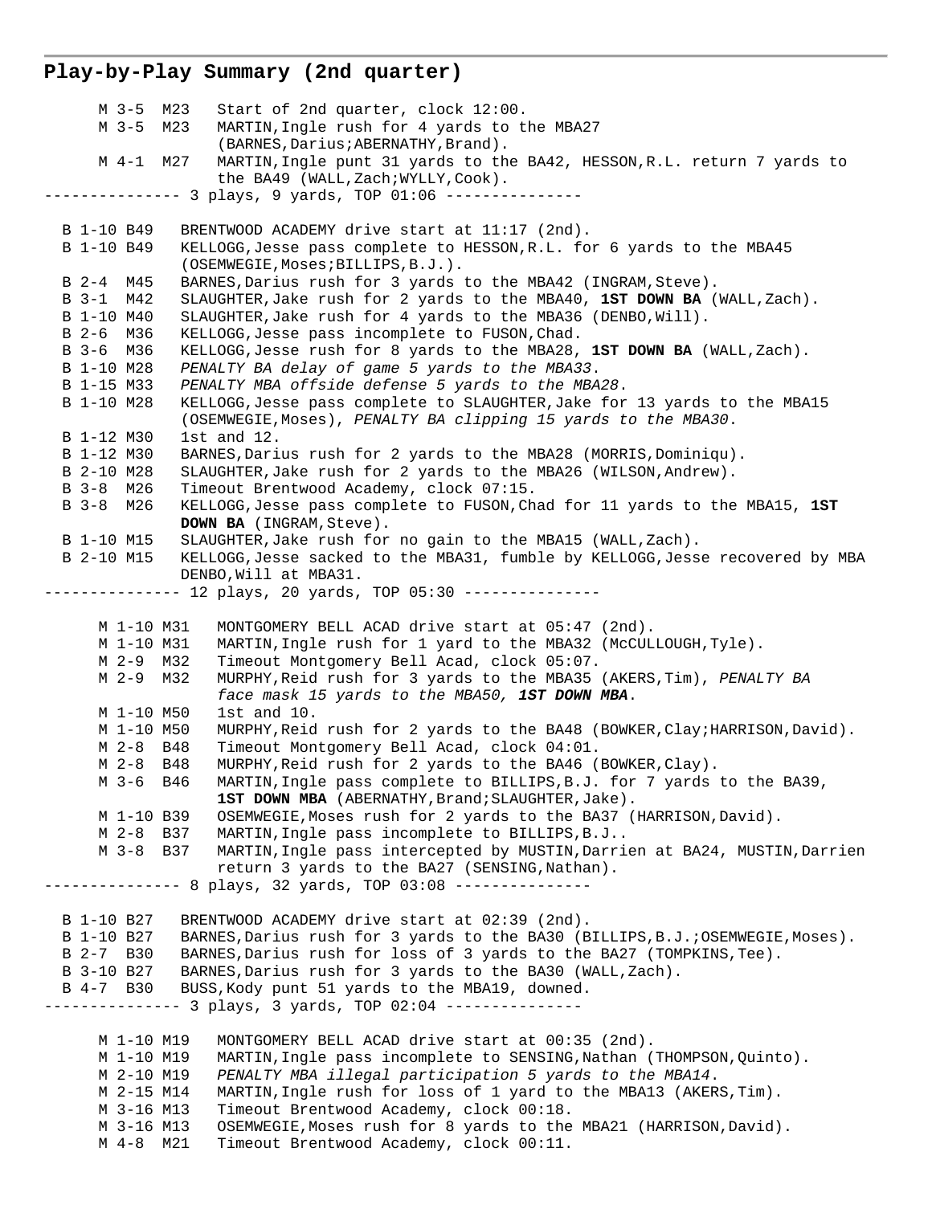## Play-by-Play Summary (2nd quarter)

```
     M 3-5  M23   Start of 2nd quarter, clock 12:00.
     M 3-5  M23   MARTIN,Ingle rush for 4 yards to the MBA27
                  (BARNES,Darius;ABERNATHY,Brand).
     M 4-1  M27   MARTIN,Ingle punt 31 yards to the BA42, HESSON,R.L. return 7 yards to
                  the BA49 (WALL,Zach;WYLLY,Cook).
--------------- 3 plays, 9 yards, TOP 01:06 ---------------

  B 1-10 B49   BRENTWOOD ACADEMY drive start at 11:17 (2nd).
  B 1-10 B49   KELLOGG,Jesse pass complete to HESSON,R.L. for 6 yards to the MBA45
               (OSEMWEGIE,Moses;BILLIPS,B.J.).
  B 2-4  M45   BARNES,Darius rush for 3 yards to the MBA42 (INGRAM,Steve).
  B 3-1  M42   SLAUGHTER,Jake rush for 2 yards to the MBA40, 1ST DOWN BA (WALL,Zach).
  B 1-10 M40   SLAUGHTER,Jake rush for 4 yards to the MBA36 (DENBO,Will).
  B 2-6  M36   KELLOGG,Jesse pass incomplete to FUSON,Chad.
  B 3-6  M36   KELLOGG,Jesse rush for 8 yards to the MBA28, 1ST DOWN BA (WALL,Zach).
  B 1-10 M28   PENALTY BA delay of game 5 yards to the MBA33.
  B 1-15 M33   PENALTY MBA offside defense 5 yards to the MBA28.
  B 1-10 M28   KELLOGG,Jesse pass complete to SLAUGHTER,Jake for 13 yards to the MBA15
               (OSEMWEGIE,Moses), PENALTY BA clipping 15 yards to the MBA30.
  B 1-12 M30   1st and 12.
  B 1-12 M30   BARNES,Darius rush for 2 yards to the MBA28 (MORRIS,Dominiqu).
  B 2-10 M28   SLAUGHTER,Jake rush for 2 yards to the MBA26 (WILSON,Andrew).
  B 3-8  M26   Timeout Brentwood Academy, clock 07:15.
  B 3-8  M26   KELLOGG,Jesse pass complete to FUSON,Chad for 11 yards to the MBA15, 1ST
               DOWN BA (INGRAM,Steve).
  B 1-10 M15   SLAUGHTER,Jake rush for no gain to the MBA15 (WALL,Zach).
  B 2-10 M15   KELLOGG,Jesse sacked to the MBA31, fumble by KELLOGG,Jesse recovered by MBA
               DENBO,Will at MBA31.
--------------- 12 plays, 20 yards, TOP 05:30 ---------------

     M 1-10 M31   MONTGOMERY BELL ACAD drive start at 05:47 (2nd).
     M 1-10 M31   MARTIN,Ingle rush for 1 yard to the MBA32 (McCULLOUGH,Tyle).
     M 2-9  M32   Timeout Montgomery Bell Acad, clock 05:07.
     M 2-9  M32   MURPHY,Reid rush for 3 yards to the MBA35 (AKERS,Tim), PENALTY BA
                  face mask 15 yards to the MBA50, 1ST DOWN MBA.
     M 1-10 M50   1st and 10.
     M 1-10 M50   MURPHY,Reid rush for 2 yards to the BA48 (BOWKER,Clay;HARRISON,David).
     M 2-8  B48   Timeout Montgomery Bell Acad, clock 04:01.
     M 2-8  B48   MURPHY,Reid rush for 2 yards to the BA46 (BOWKER,Clay).
     M 3-6  B46   MARTIN,Ingle pass complete to BILLIPS,B.J. for 7 yards to the BA39,
                  1ST DOWN MBA (ABERNATHY,Brand;SLAUGHTER,Jake).
     M 1-10 B39   OSEMWEGIE,Moses rush for 2 yards to the BA37 (HARRISON,David).
     M 2-8  B37   MARTIN,Ingle pass incomplete to BILLIPS,B.J..
     M 3-8  B37   MARTIN,Ingle pass intercepted by MUSTIN,Darrien at BA24, MUSTIN,Darrien
                  return 3 yards to the BA27 (SENSING,Nathan).
--------------- 8 plays, 32 yards, TOP 03:08 ---------------

  B 1-10 B27   BRENTWOOD ACADEMY drive start at 02:39 (2nd).
  B 1-10 B27   BARNES,Darius rush for 3 yards to the BA30 (BILLIPS,B.J.;OSEMWEGIE,Moses).
  B 2-7  B30   BARNES,Darius rush for loss of 3 yards to the BA27 (TOMPKINS,Tee).
  B 3-10 B27   BARNES,Darius rush for 3 yards to the BA30 (WALL,Zach).
  B 4-7  B30   BUSS,Kody punt 51 yards to the MBA19, downed.
--------------- 3 plays, 3 yards, TOP 02:04 ---------------

     M 1-10 M19   MONTGOMERY BELL ACAD drive start at 00:35 (2nd).
     M 1-10 M19   MARTIN,Ingle pass incomplete to SENSING,Nathan (THOMPSON,Quinto).
     M 2-10 M19   PENALTY MBA illegal participation 5 yards to the MBA14.
     M 2-15 M14   MARTIN,Ingle rush for loss of 1 yard to the MBA13 (AKERS,Tim).
     M 3-16 M13   Timeout Brentwood Academy, clock 00:18.
     M 3-16 M13   OSEMWEGIE,Moses rush for 8 yards to the MBA21 (HARRISON,David).
     M 4-8  M21   Timeout Brentwood Academy, clock 00:11.
```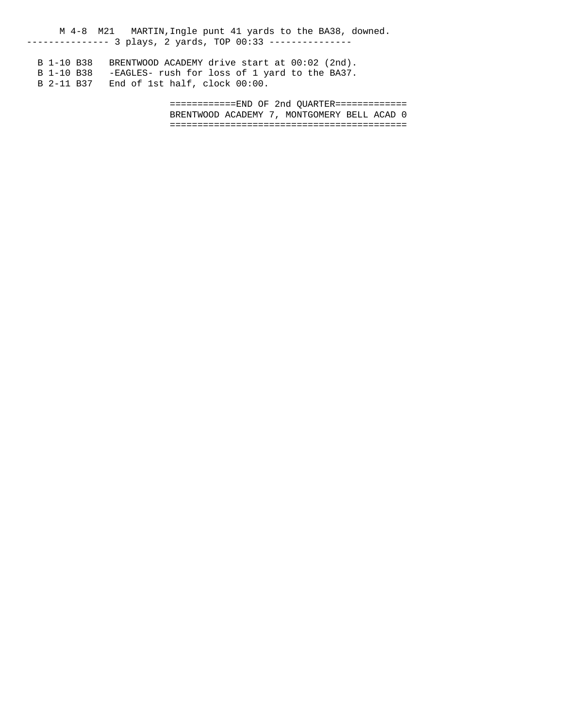```
     M 4-8  M21   MARTIN,Ingle punt 41 yards to the BA38, downed.
--------------- 3 plays, 2 yards, TOP 00:33 ---------------

  B 1-10 B38   BRENTWOOD ACADEMY drive start at 00:02 (2nd).
  B 1-10 B38   -EAGLES- rush for loss of 1 yard to the BA37.
  B 2-11 B37   End of 1st half, clock 00:00.

                        ============END OF 2nd QUARTER=============
                        BRENTWOOD ACADEMY 7, MONTGOMERY BELL ACAD 0
                        ===========================================
```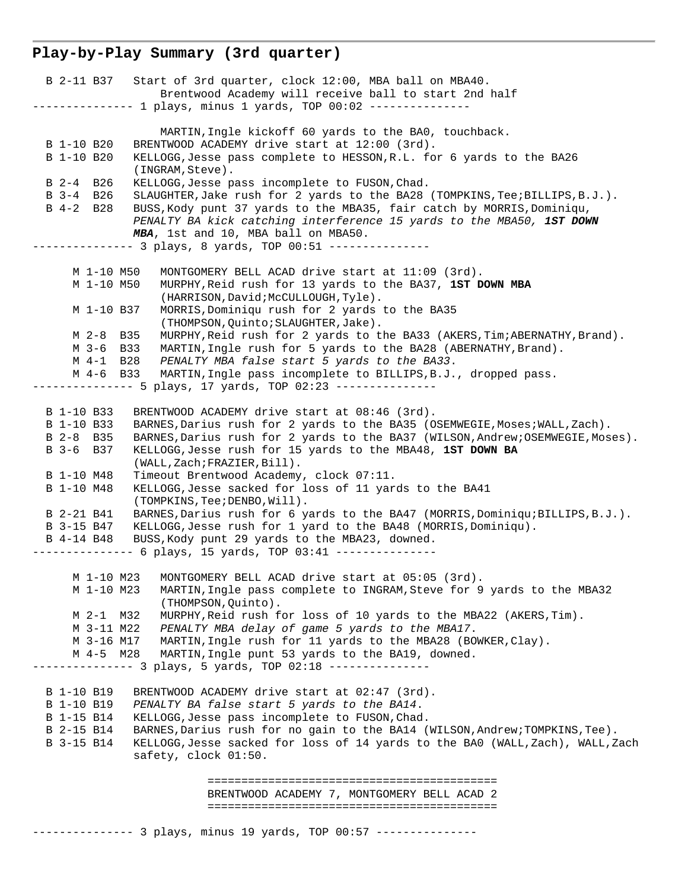## Play-by-Play Summary (3rd quarter)

```
  B 2-11 B37   Start of 3rd quarter, clock 12:00, MBA ball on MBA40.
                   Brentwood Academy will receive ball to start 2nd half
--------------- 1 plays, minus 1 yards, TOP 00:02 ---------------

                   MARTIN,Ingle kickoff 60 yards to the BA0, touchback.
  B 1-10 B20   BRENTWOOD ACADEMY drive start at 12:00 (3rd).
  B 1-10 B20   KELLOGG,Jesse pass complete to HESSON,R.L. for 6 yards to the BA26
               (INGRAM,Steve).
  B 2-4  B26   KELLOGG,Jesse pass incomplete to FUSON,Chad.
  B 3-4  B26   SLAUGHTER,Jake rush for 2 yards to the BA28 (TOMPKINS,Tee;BILLIPS,B.J.).
  B 4-2  B28   BUSS,Kody punt 37 yards to the MBA35, fair catch by MORRIS,Dominiqu,
               PENALTY BA kick catching interference 15 yards to the MBA50, 1ST DOWN
               MBA, 1st and 10, MBA ball on MBA50.
--------------- 3 plays, 8 yards, TOP 00:51 ---------------

      M 1-10 M50   MONTGOMERY BELL ACAD drive start at 11:09 (3rd).
      M 1-10 M50   MURPHY,Reid rush for 13 yards to the BA37, 1ST DOWN MBA
                   (HARRISON,David;McCULLOUGH,Tyle).
      M 1-10 B37   MORRIS,Dominiqu rush for 2 yards to the BA35
                   (THOMPSON,Quinto;SLAUGHTER,Jake).
      M 2-8  B35   MURPHY,Reid rush for 2 yards to the BA33 (AKERS,Tim;ABERNATHY,Brand).
      M 3-6  B33   MARTIN,Ingle rush for 5 yards to the BA28 (ABERNATHY,Brand).
      M 4-1  B28   PENALTY MBA false start 5 yards to the BA33.
      M 4-6  B33   MARTIN,Ingle pass incomplete to BILLIPS,B.J., dropped pass.
--------------- 5 plays, 17 yards, TOP 02:23 ---------------

  B 1-10 B33   BRENTWOOD ACADEMY drive start at 08:46 (3rd).
  B 1-10 B33   BARNES,Darius rush for 2 yards to the BA35 (OSEMWEGIE,Moses;WALL,Zach).
  B 2-8  B35   BARNES,Darius rush for 2 yards to the BA37 (WILSON,Andrew;OSEMWEGIE,Moses).
  B 3-6  B37   KELLOGG,Jesse rush for 15 yards to the MBA48, 1ST DOWN BA
               (WALL,Zach;FRAZIER,Bill).
  B 1-10 M48   Timeout Brentwood Academy, clock 07:11.
  B 1-10 M48   KELLOGG,Jesse sacked for loss of 11 yards to the BA41
               (TOMPKINS,Tee;DENBO,Will).
  B 2-21 B41   BARNES,Darius rush for 6 yards to the BA47 (MORRIS,Dominiqu;BILLIPS,B.J.).
  B 3-15 B47   KELLOGG,Jesse rush for 1 yard to the BA48 (MORRIS,Dominiqu).
  B 4-14 B48   BUSS,Kody punt 29 yards to the MBA23, downed.
--------------- 6 plays, 15 yards, TOP 03:41 ---------------

      M 1-10 M23   MONTGOMERY BELL ACAD drive start at 05:05 (3rd).
      M 1-10 M23   MARTIN,Ingle pass complete to INGRAM,Steve for 9 yards to the MBA32
                   (THOMPSON,Quinto).
      M 2-1  M32   MURPHY,Reid rush for loss of 10 yards to the MBA22 (AKERS,Tim).
      M 3-11 M22   PENALTY MBA delay of game 5 yards to the MBA17.
      M 3-16 M17   MARTIN,Ingle rush for 11 yards to the MBA28 (BOWKER,Clay).
      M 4-5  M28   MARTIN,Ingle punt 53 yards to the BA19, downed.
--------------- 3 plays, 5 yards, TOP 02:18 ---------------

  B 1-10 B19   BRENTWOOD ACADEMY drive start at 02:47 (3rd).
  B 1-10 B19   PENALTY BA false start 5 yards to the BA14.
  B 1-15 B14   KELLOGG,Jesse pass incomplete to FUSON,Chad.
  B 2-15 B14   BARNES,Darius rush for no gain to the BA14 (WILSON,Andrew;TOMPKINS,Tee).
  B 3-15 B14   KELLOGG,Jesse sacked for loss of 14 yards to the BA0 (WALL,Zach), WALL,Zach
               safety, clock 01:50.

                               ==========================================
                               BRENTWOOD ACADEMY 7, MONTGOMERY BELL ACAD 2
                               ==========================================

--------------- 3 plays, minus 19 yards, TOP 00:57 ---------------
```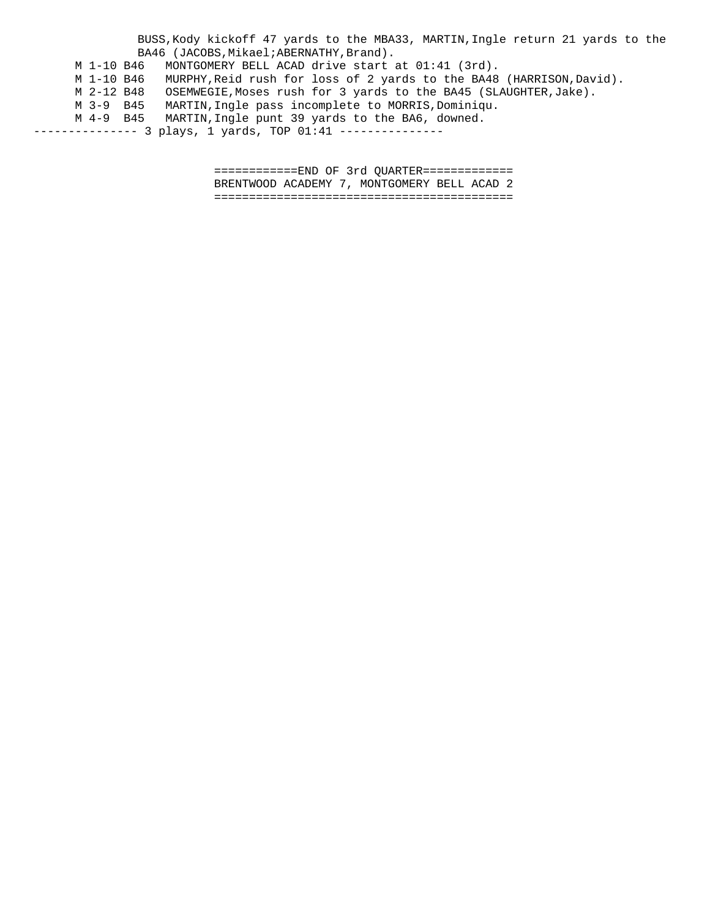```
            BUSS,Kody kickoff 47 yards to the MBA33, MARTIN,Ingle return 21 yards to the
            BA46 (JACOBS,Mikael;ABERNATHY,Brand).
      M 1-10 B46   MONTGOMERY BELL ACAD drive start at 01:41 (3rd).
      M 1-10 B46   MURPHY,Reid rush for loss of 2 yards to the BA48 (HARRISON,David).
      M 2-12 B48   OSEMWEGIE,Moses rush for 3 yards to the BA45 (SLAUGHTER,Jake).
      M 3-9  B45   MARTIN,Ingle pass incomplete to MORRIS,Dominiqu.
      M 4-9  B45   MARTIN,Ingle punt 39 yards to the BA6, downed.
--------------- 3 plays, 1 yards, TOP 01:41 ---------------


                         ============END OF 3rd QUARTER=============
                         BRENTWOOD ACADEMY 7, MONTGOMERY BELL ACAD 2
                         ==========================================
```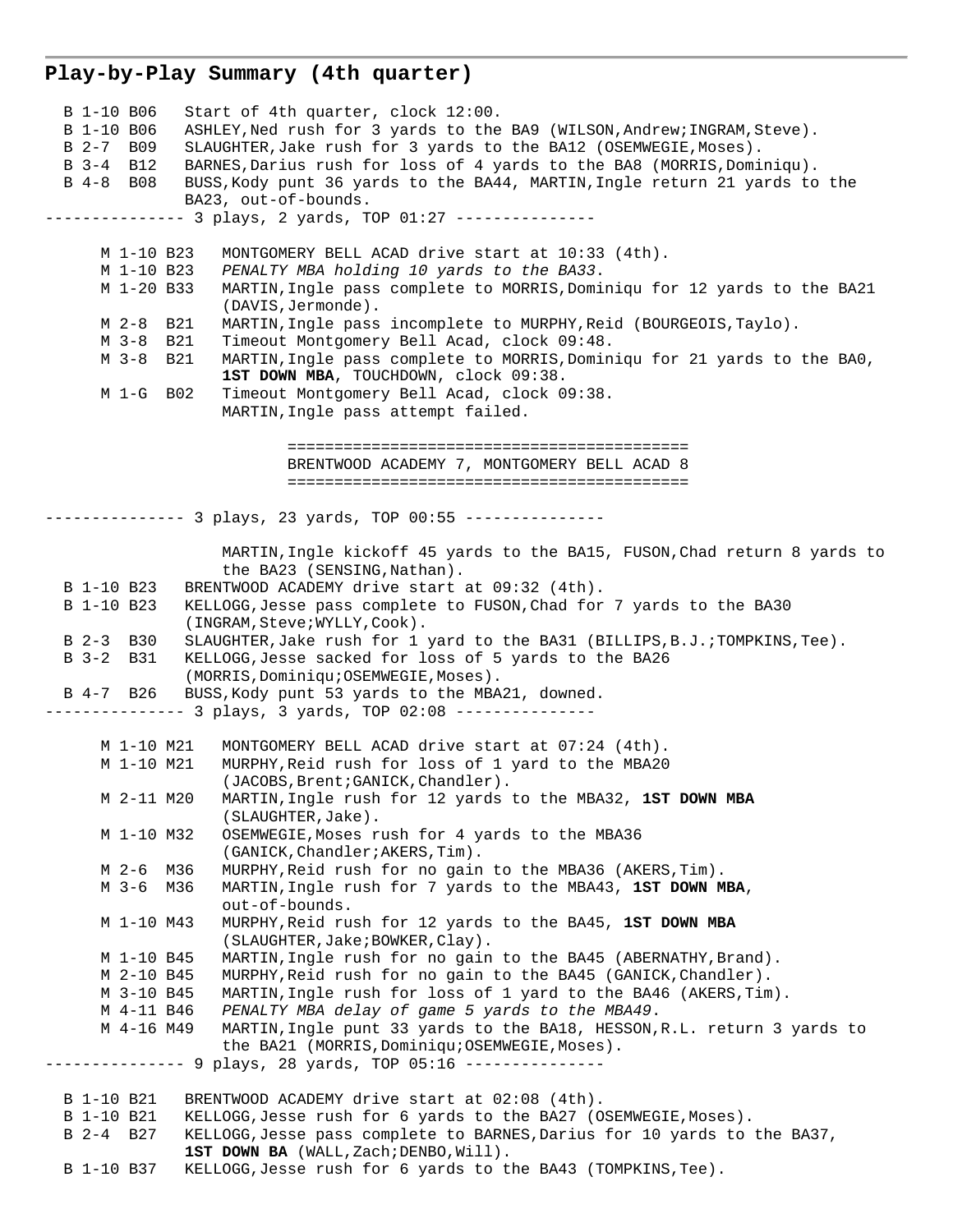## Play-by-Play Summary (4th quarter)

```
  B 1-10 B06   Start of 4th quarter, clock 12:00.
  B 1-10 B06   ASHLEY,Ned rush for 3 yards to the BA9 (WILSON,Andrew;INGRAM,Steve).
  B 2-7  B09   SLAUGHTER,Jake rush for 3 yards to the BA12 (OSEMWEGIE,Moses).
  B 3-4  B12   BARNES,Darius rush for loss of 4 yards to the BA8 (MORRIS,Dominiqu).
  B 4-8  B08   BUSS,Kody punt 36 yards to the BA44, MARTIN,Ingle return 21 yards to the
               BA23, out-of-bounds.
--------------- 3 plays, 2 yards, TOP 01:27 ---------------

      M 1-10 B23   MONTGOMERY BELL ACAD drive start at 10:33 (4th).
      M 1-10 B23   PENALTY MBA holding 10 yards to the BA33.
      M 1-20 B33   MARTIN,Ingle pass complete to MORRIS,Dominiqu for 12 yards to the BA21
                   (DAVIS,Jermonde).
      M 2-8  B21   MARTIN,Ingle pass incomplete to MURPHY,Reid (BOURGEOIS,Taylo).
      M 3-8  B21   Timeout Montgomery Bell Acad, clock 09:48.
      M 3-8  B21   MARTIN,Ingle pass complete to MORRIS,Dominiqu for 21 yards to the BA0,
                   1ST DOWN MBA, TOUCHDOWN, clock 09:38.
      M 1-G  B02   Timeout Montgomery Bell Acad, clock 09:38.
                   MARTIN,Ingle pass attempt failed.

                          ==========================================
                          BRENTWOOD ACADEMY 7, MONTGOMERY BELL ACAD 8
                          ==========================================

--------------- 3 plays, 23 yards, TOP 00:55 ---------------

                   MARTIN,Ingle kickoff 45 yards to the BA15, FUSON,Chad return 8 yards to
                   the BA23 (SENSING,Nathan).
  B 1-10 B23   BRENTWOOD ACADEMY drive start at 09:32 (4th).
  B 1-10 B23   KELLOGG,Jesse pass complete to FUSON,Chad for 7 yards to the BA30
               (INGRAM,Steve;WYLLY,Cook).
  B 2-3  B30   SLAUGHTER,Jake rush for 1 yard to the BA31 (BILLIPS,B.J.;TOMPKINS,Tee).
  B 3-2  B31   KELLOGG,Jesse sacked for loss of 5 yards to the BA26
               (MORRIS,Dominiqu;OSEMWEGIE,Moses).
  B 4-7  B26   BUSS,Kody punt 53 yards to the MBA21, downed.
--------------- 3 plays, 3 yards, TOP 02:08 ---------------

      M 1-10 M21   MONTGOMERY BELL ACAD drive start at 07:24 (4th).
      M 1-10 M21   MURPHY,Reid rush for loss of 1 yard to the MBA20
                   (JACOBS,Brent;GANICK,Chandler).
      M 2-11 M20   MARTIN,Ingle rush for 12 yards to the MBA32, 1ST DOWN MBA
                   (SLAUGHTER,Jake).
      M 1-10 M32   OSEMWEGIE,Moses rush for 4 yards to the MBA36
                   (GANICK,Chandler;AKERS,Tim).
      M 2-6  M36   MURPHY,Reid rush for no gain to the MBA36 (AKERS,Tim).
      M 3-6  M36   MARTIN,Ingle rush for 7 yards to the MBA43, 1ST DOWN MBA,
                   out-of-bounds.
      M 1-10 M43   MURPHY,Reid rush for 12 yards to the BA45, 1ST DOWN MBA
                   (SLAUGHTER,Jake;BOWKER,Clay).
      M 1-10 B45   MARTIN,Ingle rush for no gain to the BA45 (ABERNATHY,Brand).
      M 2-10 B45   MURPHY,Reid rush for no gain to the BA45 (GANICK,Chandler).
      M 3-10 B45   MARTIN,Ingle rush for loss of 1 yard to the BA46 (AKERS,Tim).
      M 4-11 B46   PENALTY MBA delay of game 5 yards to the MBA49.
      M 4-16 M49   MARTIN,Ingle punt 33 yards to the BA18, HESSON,R.L. return 3 yards to
                   the BA21 (MORRIS,Dominiqu;OSEMWEGIE,Moses).
--------------- 9 plays, 28 yards, TOP 05:16 ---------------

  B 1-10 B21   BRENTWOOD ACADEMY drive start at 02:08 (4th).
  B 1-10 B21   KELLOGG,Jesse rush for 6 yards to the BA27 (OSEMWEGIE,Moses).
  B 2-4  B27   KELLOGG,Jesse pass complete to BARNES,Darius for 10 yards to the BA37,
               1ST DOWN BA (WALL,Zach;DENBO,Will).
  B 1-10 B37   KELLOGG,Jesse rush for 6 yards to the BA43 (TOMPKINS,Tee).
```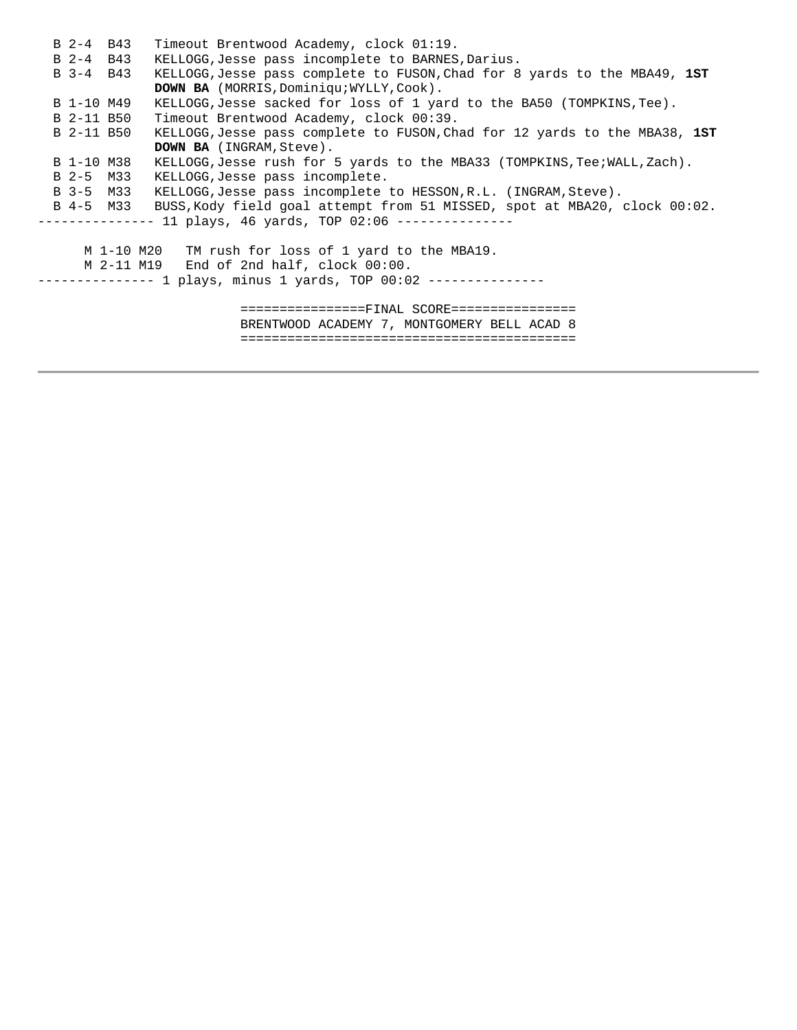B 2-4 B43 Timeout Brentwood Academy, clock 01:19.
B 2-4 B43 KELLOGG,Jesse pass incomplete to BARNES,Darius.
B 3-4 B43 KELLOGG,Jesse pass complete to FUSON,Chad for 8 yards to the MBA49, **1ST DOWN BA** (MORRIS,Dominiqu;WYLLY,Cook).
B 1-10 M49 KELLOGG,Jesse sacked for loss of 1 yard to the BA50 (TOMPKINS,Tee).
B 2-11 B50 Timeout Brentwood Academy, clock 00:39.
B 2-11 B50 KELLOGG,Jesse pass complete to FUSON,Chad for 12 yards to the MBA38, **1ST DOWN BA** (INGRAM,Steve).
B 1-10 M38 KELLOGG,Jesse rush for 5 yards to the MBA33 (TOMPKINS,Tee;WALL,Zach).
B 2-5 M33 KELLOGG,Jesse pass incomplete.
B 3-5 M33 KELLOGG,Jesse pass incomplete to HESSON,R.L. (INGRAM,Steve).
B 4-5 M33 BUSS,Kody field goal attempt from 51 MISSED, spot at MBA20, clock 00:02.

--------------- 11 plays, 46 yards, TOP 02:06 ---------------

M 1-10 M20 TM rush for loss of 1 yard to the MBA19.
M 2-11 M19 End of 2nd half, clock 00:00.

--------------- 1 plays, minus 1 yards, TOP 00:02 ---------------

================FINAL SCORE================

BRENTWOOD ACADEMY 7, MONTGOMERY BELL ACAD 8

==========================================